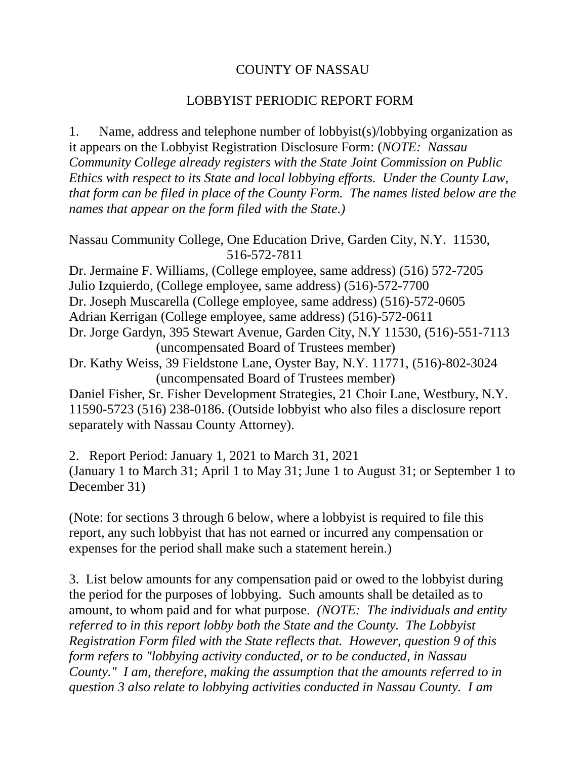# COUNTY OF NASSAU

## LOBBYIST PERIODIC REPORT FORM

1. Name, address and telephone number of lobbyist(s)/lobbying organization as it appears on the Lobbyist Registration Disclosure Form: (*NOTE: Nassau Community College already registers with the State Joint Commission on Public Ethics with respect to its State and local lobbying efforts. Under the County Law, that form can be filed in place of the County Form. The names listed below are the names that appear on the form filed with the State.)*

Nassau Community College, One Education Drive, Garden City, N.Y. 11530, 516-572-7811
Dr. Jermaine F. Williams, (College employee, same address) (516) 572-7205
Julio Izquierdo, (College employee, same address) (516)-572-7700
Dr. Joseph Muscarella (College employee, same address) (516)-572-0605
Adrian Kerrigan (College employee, same address) (516)-572-0611
Dr. Jorge Gardyn, 395 Stewart Avenue, Garden City, N.Y 11530, (516)-551-7113 (uncompensated Board of Trustees member)
Dr. Kathy Weiss, 39 Fieldstone Lane, Oyster Bay, N.Y. 11771, (516)-802-3024 (uncompensated Board of Trustees member)
Daniel Fisher, Sr. Fisher Development Strategies, 21 Choir Lane, Westbury, N.Y. 11590-5723 (516) 238-0186. (Outside lobbyist who also files a disclosure report separately with Nassau County Attorney).

2. Report Period: January 1, 2021 to March 31, 2021
(January 1 to March 31; April 1 to May 31; June 1 to August 31; or September 1 to December 31)

(Note: for sections 3 through 6 below, where a lobbyist is required to file this report, any such lobbyist that has not earned or incurred any compensation or expenses for the period shall make such a statement herein.)

3. List below amounts for any compensation paid or owed to the lobbyist during the period for the purposes of lobbying. Such amounts shall be detailed as to amount, to whom paid and for what purpose. *(NOTE: The individuals and entity referred to in this report lobby both the State and the County. The Lobbyist Registration Form filed with the State reflects that. However, question 9 of this form refers to "lobbying activity conducted, or to be conducted, in Nassau County." I am, therefore, making the assumption that the amounts referred to in question 3 also relate to lobbying activities conducted in Nassau County. I am*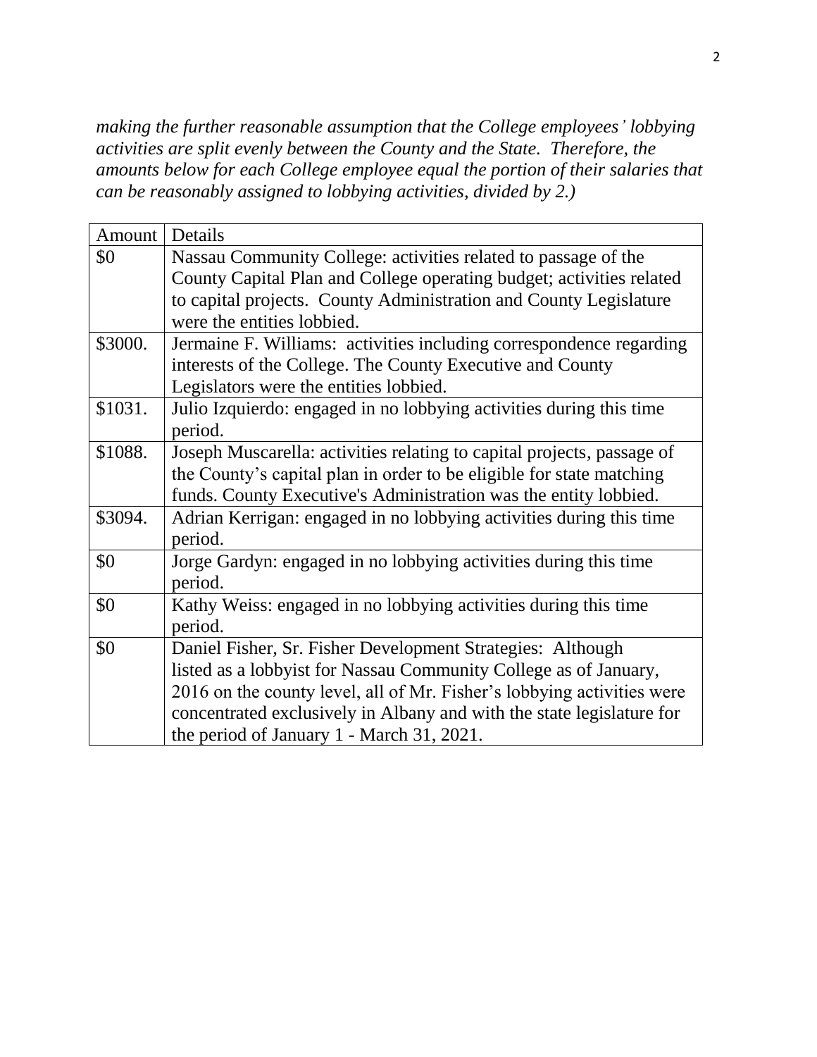*making the further reasonable assumption that the College employees' lobbying activities are split evenly between the County and the State. Therefore, the amounts below for each College employee equal the portion of their salaries that can be reasonably assigned to lobbying activities, divided by 2.)*

| Amount | Details |
|---|---|
| $0 | Nassau Community College: activities related to passage of the County Capital Plan and College operating budget; activities related to capital projects. County Administration and County Legislature were the entities lobbied. |
| $3000. | Jermaine F. Williams: activities including correspondence regarding interests of the College. The County Executive and County Legislators were the entities lobbied. |
| $1031. | Julio Izquierdo: engaged in no lobbying activities during this time period. |
| $1088. | Joseph Muscarella: activities relating to capital projects, passage of the County's capital plan in order to be eligible for state matching funds. County Executive's Administration was the entity lobbied. |
| $3094. | Adrian Kerrigan: engaged in no lobbying activities during this time period. |
| $0 | Jorge Gardyn: engaged in no lobbying activities during this time period. |
| $0 | Kathy Weiss: engaged in no lobbying activities during this time period. |
| $0 | Daniel Fisher, Sr. Fisher Development Strategies: Although listed as a lobbyist for Nassau Community College as of January, 2016 on the county level, all of Mr. Fisher's lobbying activities were concentrated exclusively in Albany and with the state legislature for the period of January 1 - March 31, 2021. |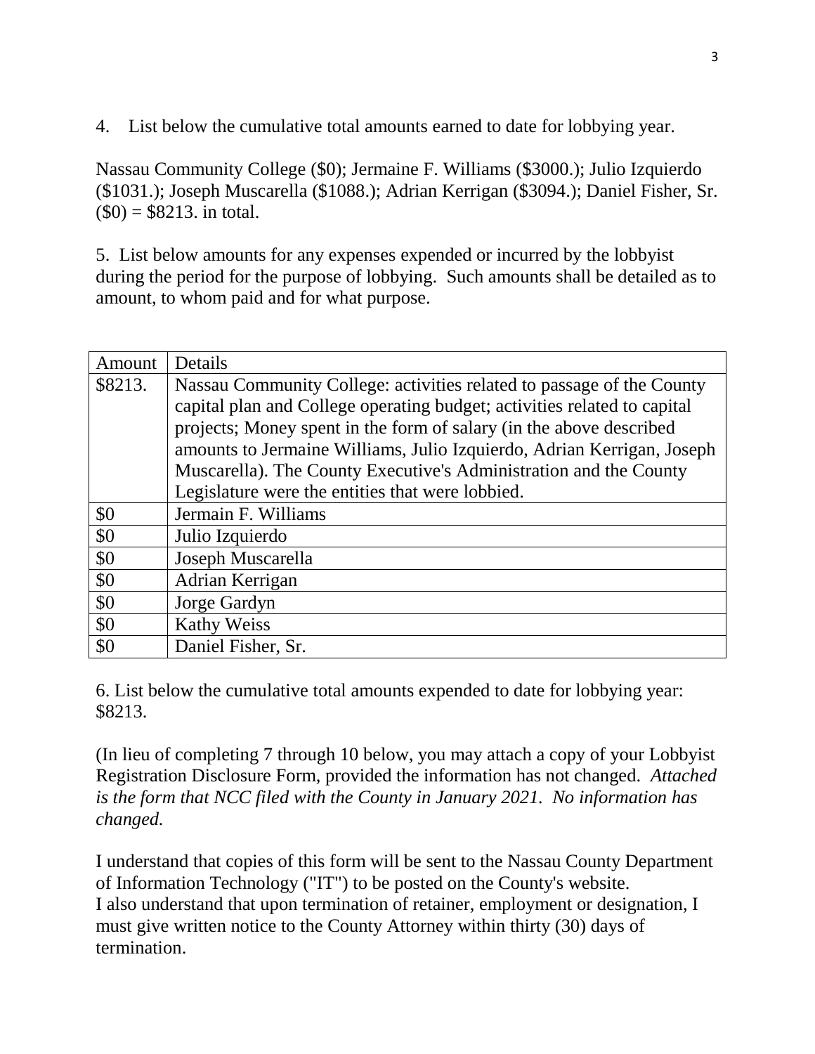4. List below the cumulative total amounts earned to date for lobbying year.

Nassau Community College ($0); Jermaine F. Williams ($3000.); Julio Izquierdo ($1031.); Joseph Muscarella ($1088.); Adrian Kerrigan ($3094.); Daniel Fisher, Sr. ($0) = $8213. in total.

5. List below amounts for any expenses expended or incurred by the lobbyist during the period for the purpose of lobbying. Such amounts shall be detailed as to amount, to whom paid and for what purpose.

| Amount | Details |
|---|---|
| $8213. | Nassau Community College: activities related to passage of the County capital plan and College operating budget; activities related to capital projects; Money spent in the form of salary (in the above described amounts to Jermaine Williams, Julio Izquierdo, Adrian Kerrigan, Joseph Muscarella). The County Executive's Administration and the County Legislature were the entities that were lobbied. |
| $0 | Jermain F. Williams |
| $0 | Julio Izquierdo |
| $0 | Joseph Muscarella |
| $0 | Adrian Kerrigan |
| $0 | Jorge Gardyn |
| $0 | Kathy Weiss |
| $0 | Daniel Fisher, Sr. |

6. List below the cumulative total amounts expended to date for lobbying year: $8213.

(In lieu of completing 7 through 10 below, you may attach a copy of your Lobbyist Registration Disclosure Form, provided the information has not changed. *Attached is the form that NCC filed with the County in January 2021. No information has changed.*

I understand that copies of this form will be sent to the Nassau County Department of Information Technology ("IT") to be posted on the County's website.
I also understand that upon termination of retainer, employment or designation, I must give written notice to the County Attorney within thirty (30) days of termination.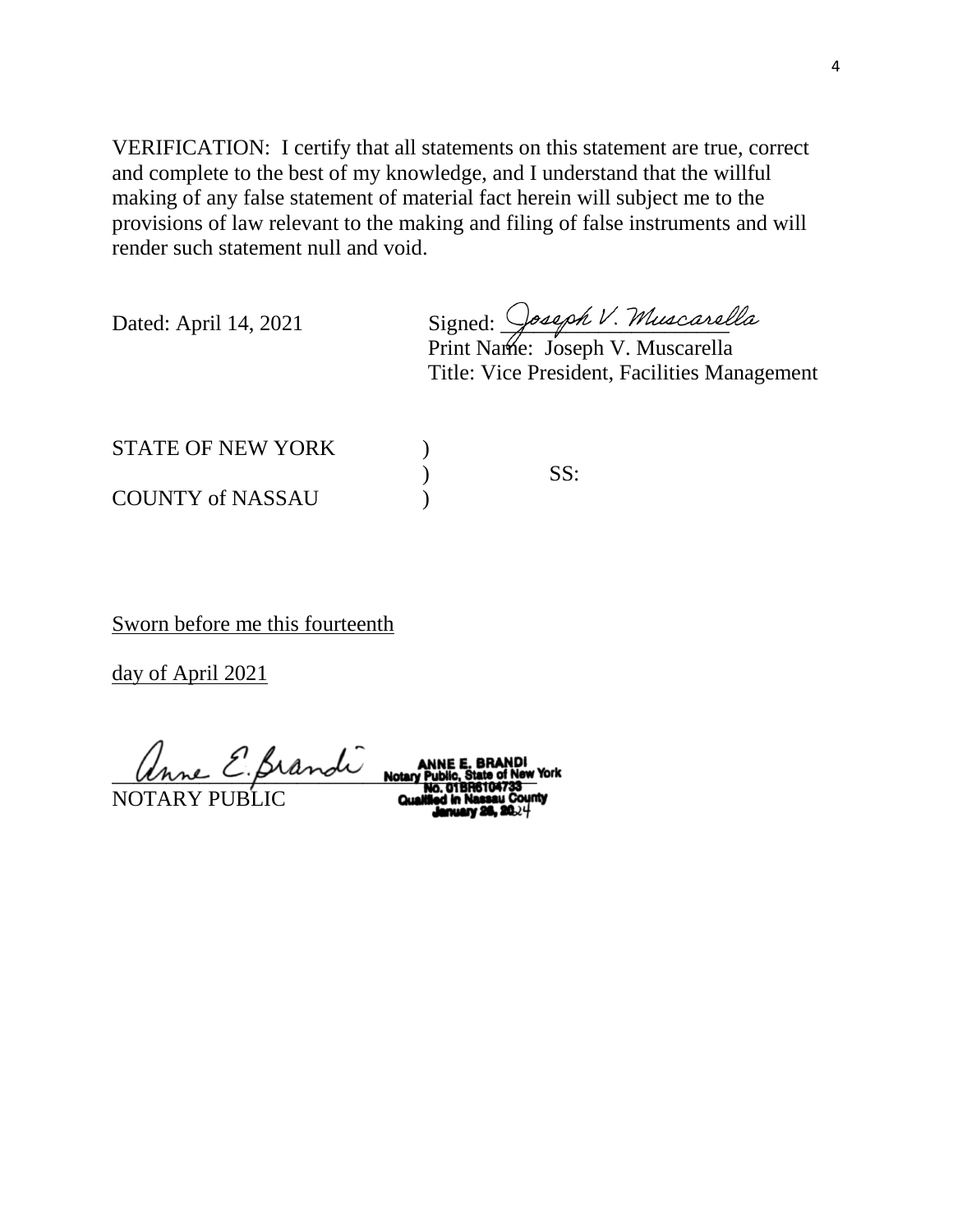VERIFICATION: I certify that all statements on this statement are true, correct and complete to the best of my knowledge, and I understand that the willful making of any false statement of material fact herein will subject me to the provisions of law relevant to the making and filing of false instruments and will render such statement null and void.

Dated: April 14, 2021

Signed: Joseph V. Muscarella
Print Name: Joseph V. Muscarella
Title: Vice President, Facilities Management

STATE OF NEW YORK )
) SS:
COUNTY of NASSAU )

Sworn before me this fourteenth

day of April 2021

Anne E. Brandi
NOTARY PUBLIC

ANNE E. BRANDI
Notary Public, State of New York
No. 01BR6104733
Qualified in Nassau County
January 26, 2024